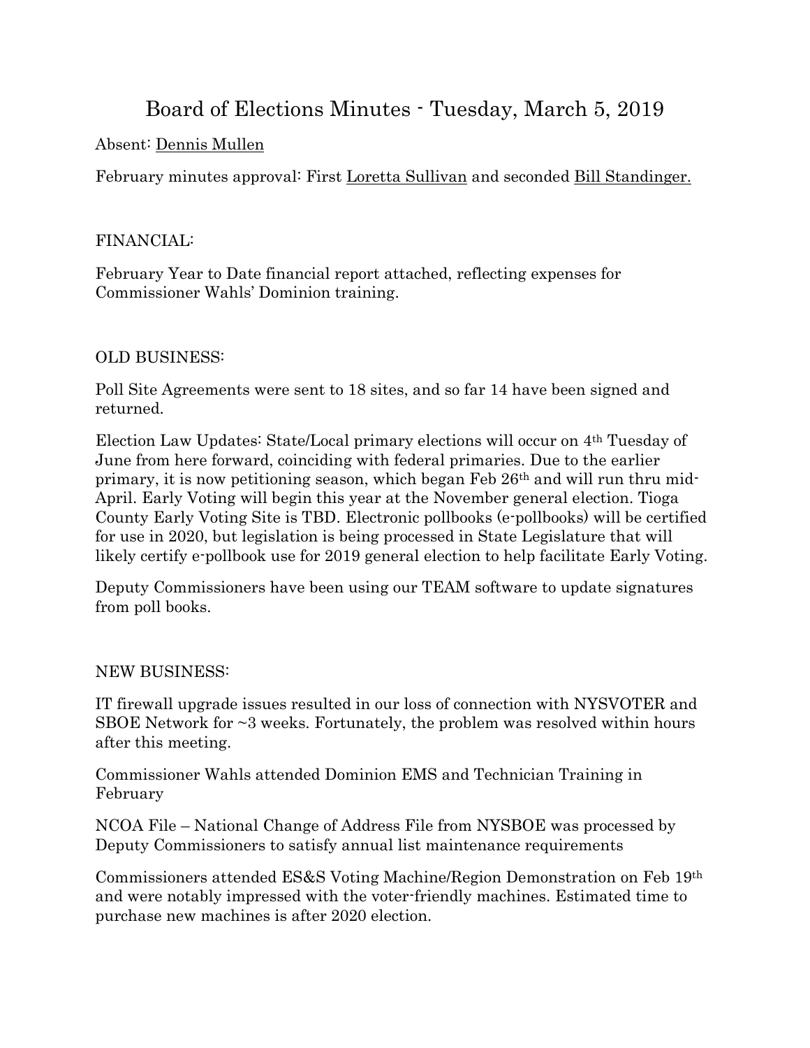# Board of Elections Minutes - Tuesday, March 5, 2019

Absent: Dennis Mullen

February minutes approval: First Loretta Sullivan and seconded Bill Standinger.

FINANCIAL:

February Year to Date financial report attached, reflecting expenses for Commissioner Wahls' Dominion training.

OLD BUSINESS:

Poll Site Agreements were sent to 18 sites, and so far 14 have been signed and returned.

Election Law Updates: State/Local primary elections will occur on 4th Tuesday of June from here forward, coinciding with federal primaries. Due to the earlier primary, it is now petitioning season, which began Feb 26th and will run thru mid-April. Early Voting will begin this year at the November general election. Tioga County Early Voting Site is TBD. Electronic pollbooks (e-pollbooks) will be certified for use in 2020, but legislation is being processed in State Legislature that will likely certify e-pollbook use for 2019 general election to help facilitate Early Voting.

Deputy Commissioners have been using our TEAM software to update signatures from poll books.

NEW BUSINESS:

IT firewall upgrade issues resulted in our loss of connection with NYSVOTER and SBOE Network for ~3 weeks. Fortunately, the problem was resolved within hours after this meeting.

Commissioner Wahls attended Dominion EMS and Technician Training in February

NCOA File – National Change of Address File from NYSBOE was processed by Deputy Commissioners to satisfy annual list maintenance requirements

Commissioners attended ES&S Voting Machine/Region Demonstration on Feb 19th and were notably impressed with the voter-friendly machines. Estimated time to purchase new machines is after 2020 election.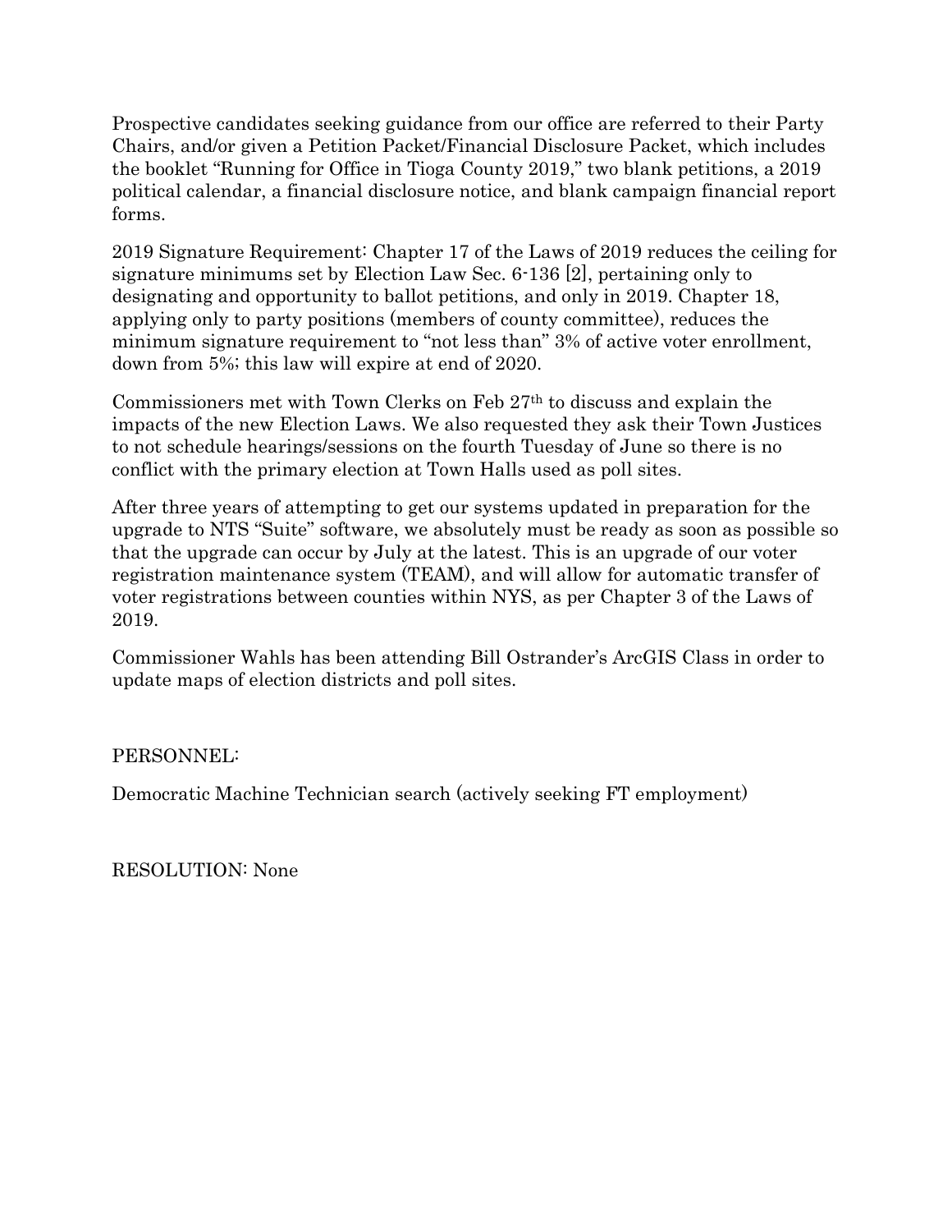Prospective candidates seeking guidance from our office are referred to their Party Chairs, and/or given a Petition Packet/Financial Disclosure Packet, which includes the booklet "Running for Office in Tioga County 2019," two blank petitions, a 2019 political calendar, a financial disclosure notice, and blank campaign financial report forms.

2019 Signature Requirement: Chapter 17 of the Laws of 2019 reduces the ceiling for signature minimums set by Election Law Sec. 6-136 [2], pertaining only to designating and opportunity to ballot petitions, and only in 2019. Chapter 18, applying only to party positions (members of county committee), reduces the minimum signature requirement to "not less than" 3% of active voter enrollment, down from 5%; this law will expire at end of 2020.

Commissioners met with Town Clerks on Feb 27th to discuss and explain the impacts of the new Election Laws. We also requested they ask their Town Justices to not schedule hearings/sessions on the fourth Tuesday of June so there is no conflict with the primary election at Town Halls used as poll sites.

After three years of attempting to get our systems updated in preparation for the upgrade to NTS "Suite" software, we absolutely must be ready as soon as possible so that the upgrade can occur by July at the latest. This is an upgrade of our voter registration maintenance system (TEAM), and will allow for automatic transfer of voter registrations between counties within NYS, as per Chapter 3 of the Laws of 2019.

Commissioner Wahls has been attending Bill Ostrander's ArcGIS Class in order to update maps of election districts and poll sites.

PERSONNEL:

Democratic Machine Technician search (actively seeking FT employment)

RESOLUTION: None